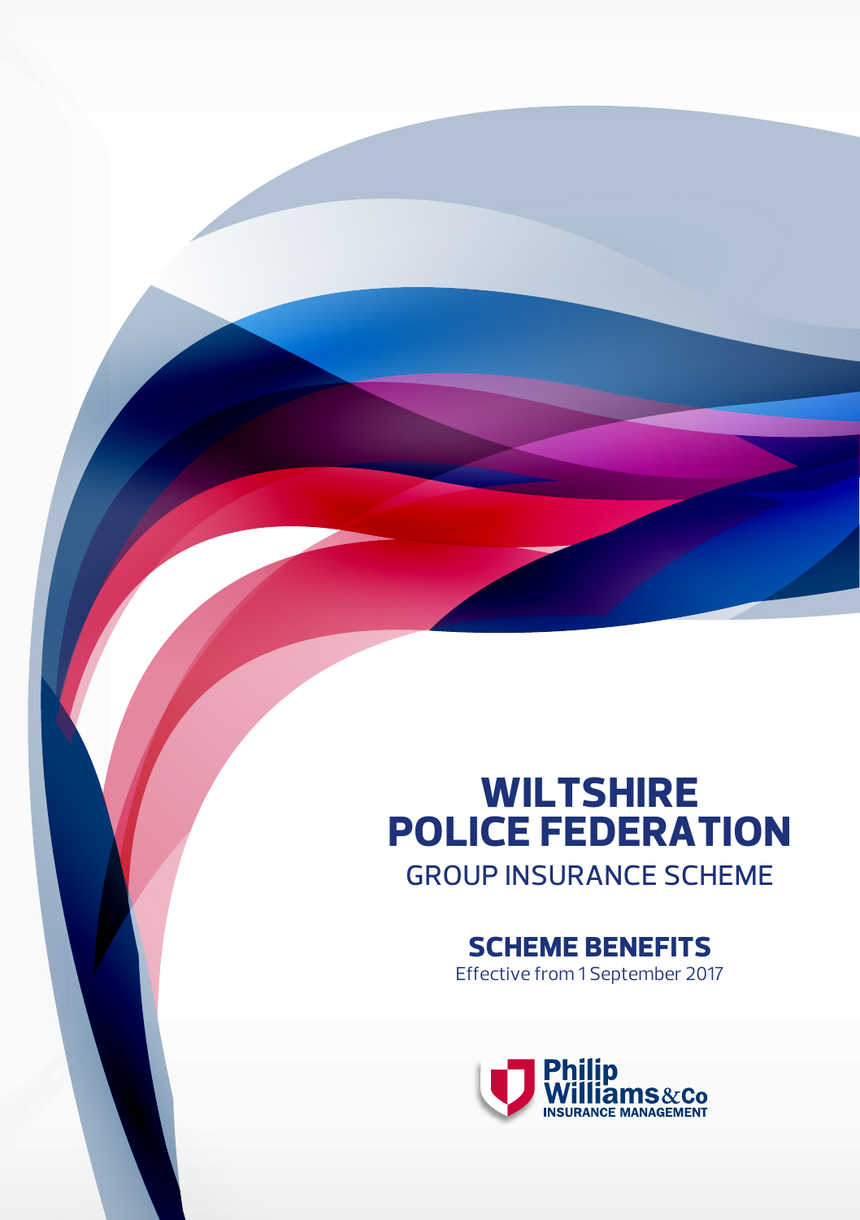# WILTSHIRE POLICE FEDERATION

## GROUP INSURANCE SCHEME

### SCHEME BENEFITS

Effective from 1 September 2017

Philip Williams & Co
INSURANCE MANAGEMENT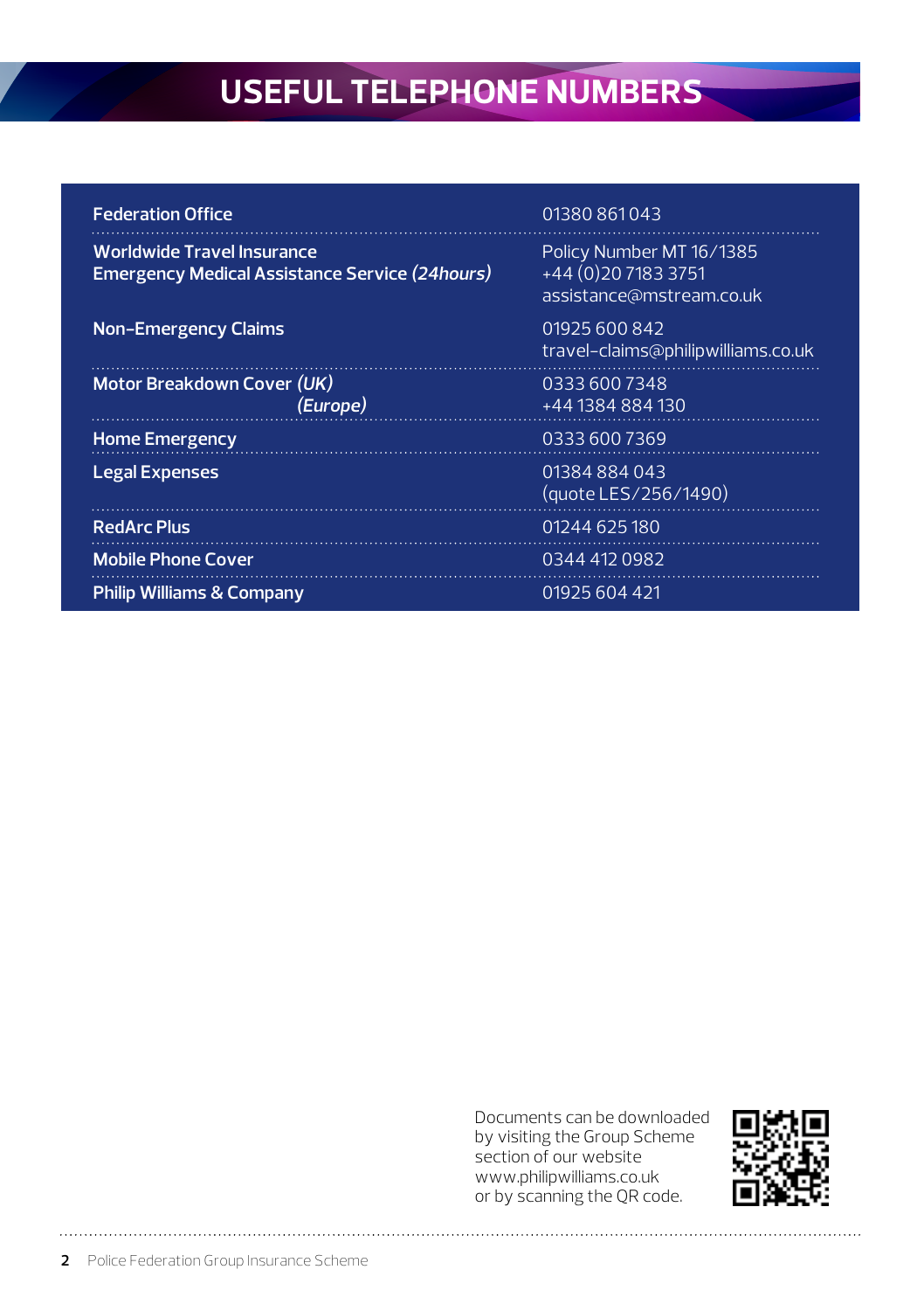# USEFUL TELEPHONE NUMBERS

| | |
|---|---|
| **Federation Office** | 01380 861043 |
| **Worldwide Travel Insurance**<br>**Emergency Medical Assistance Service *(24hours)*** | Policy Number MT 16/1385<br>+44 (0)20 7183 3751<br>assistance@mstream.co.uk |
| **Non-Emergency Claims** | 01925 600 842<br>travel-claims@philipwilliams.co.uk |
| **Motor Breakdown Cover *(UK)***<br>***(Europe)*** | 0333 600 7348<br>+44 1384 884 130 |
| **Home Emergency** | 0333 600 7369 |
| **Legal Expenses** | 01384 884 043<br>(quote LES/256/1490) |
| **RedArc Plus** | 01244 625 180 |
| **Mobile Phone Cover** | 0344 412 0982 |
| **Philip Williams & Company** | 01925 604 421 |

Documents can be downloaded by visiting the Group Scheme section of our website www.philipwilliams.co.uk or by scanning the QR code.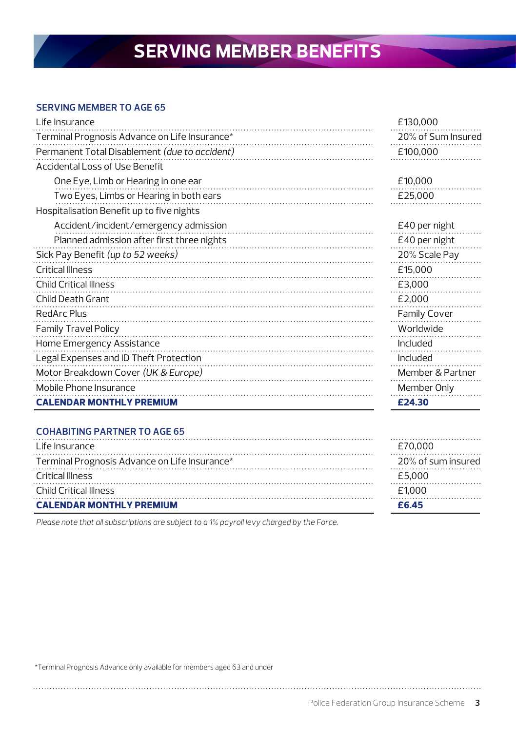# SERVING MEMBER BENEFITS

## SERVING MEMBER TO AGE 65

| Benefit | Cover |
|---|---|
| Life Insurance | £130,000 |
| Terminal Prognosis Advance on Life Insurance* | 20% of Sum Insured |
| Permanent Total Disablement *(due to accident)* | £100,000 |
| Accidental Loss of Use Benefit | |
| One Eye, Limb or Hearing in one ear | £10,000 |
| Two Eyes, Limbs or Hearing in both ears | £25,000 |
| Hospitalisation Benefit up to five nights | |
| Accident/incident/emergency admission | £40 per night |
| Planned admission after first three nights | £40 per night |
| Sick Pay Benefit *(up to 52 weeks)* | 20% Scale Pay |
| Critical Illness | £15,000 |
| Child Critical Illness | £3,000 |
| Child Death Grant | £2,000 |
| RedArc Plus | Family Cover |
| Family Travel Policy | Worldwide |
| Home Emergency Assistance | Included |
| Legal Expenses and ID Theft Protection | Included |
| Motor Breakdown Cover *(UK & Europe)* | Member & Partner |
| Mobile Phone Insurance | Member Only |
| **CALENDAR MONTHLY PREMIUM** | **£24.30** |

## COHABITING PARTNER TO AGE 65

| Benefit | Cover |
|---|---|
| Life Insurance | £70,000 |
| Terminal Prognosis Advance on Life Insurance* | 20% of sum insured |
| Critical Illness | £5,000 |
| Child Critical Illness | £1,000 |
| **CALENDAR MONTHLY PREMIUM** | **£6.45** |

*Please note that all subscriptions are subject to a 1% payroll levy charged by the Force.*

*Terminal Prognosis Advance only available for members aged 63 and under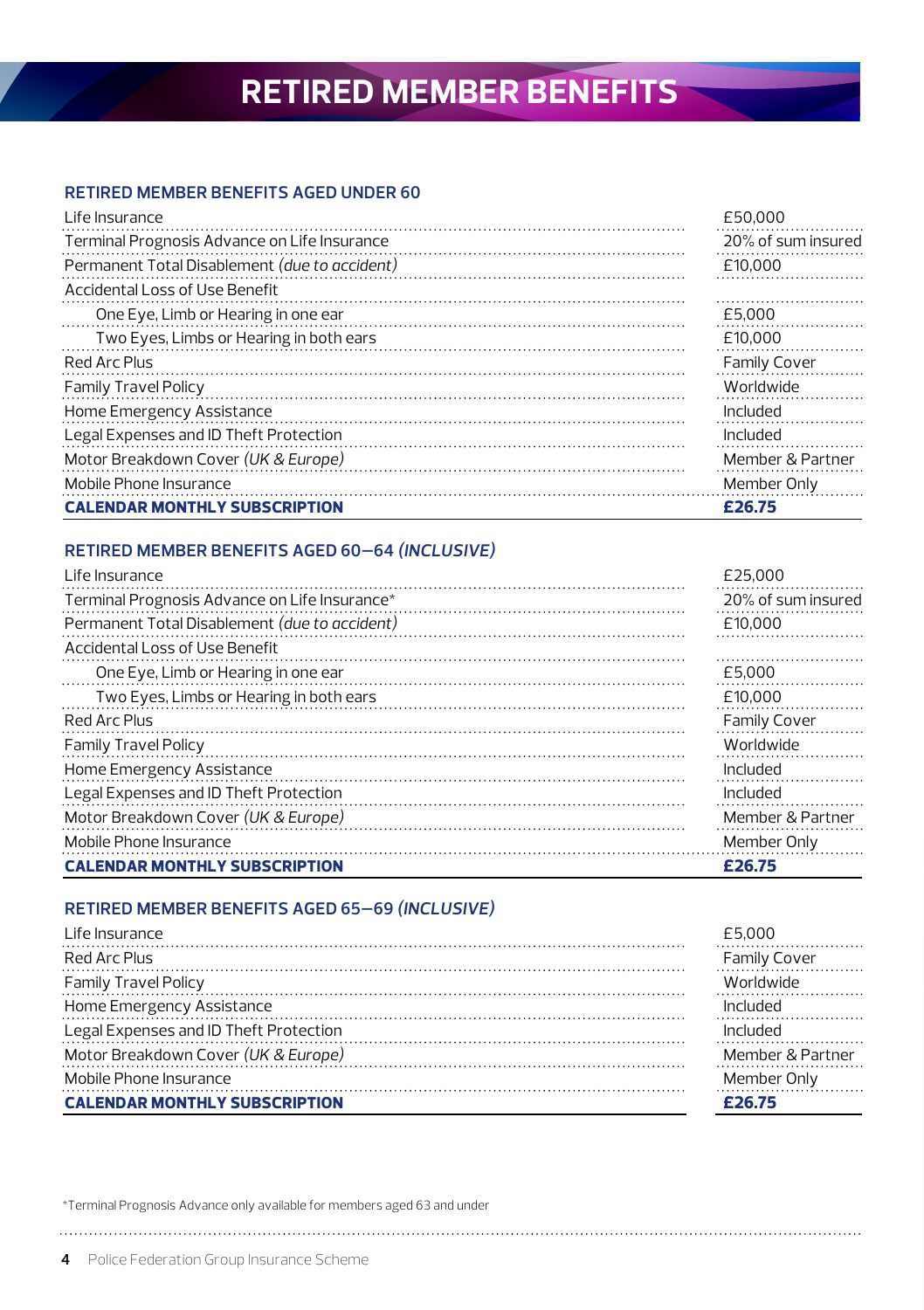# RETIRED MEMBER BENEFITS

## RETIRED MEMBER BENEFITS AGED UNDER 60

| Benefit | Cover |
|---|---|
| Life Insurance | £50,000 |
| Terminal Prognosis Advance on Life Insurance | 20% of sum insured |
| Permanent Total Disablement *(due to accident)* | £10,000 |
| Accidental Loss of Use Benefit | |
| One Eye, Limb or Hearing in one ear | £5,000 |
| Two Eyes, Limbs or Hearing in both ears | £10,000 |
| Red Arc Plus | Family Cover |
| Family Travel Policy | Worldwide |
| Home Emergency Assistance | Included |
| Legal Expenses and ID Theft Protection | Included |
| Motor Breakdown Cover *(UK & Europe)* | Member & Partner |
| Mobile Phone Insurance | Member Only |
| **CALENDAR MONTHLY SUBSCRIPTION** | **£26.75** |

## RETIRED MEMBER BENEFITS AGED 60–64 *(INCLUSIVE)*

| Benefit | Cover |
|---|---|
| Life Insurance | £25,000 |
| Terminal Prognosis Advance on Life Insurance* | 20% of sum insured |
| Permanent Total Disablement *(due to accident)* | £10,000 |
| Accidental Loss of Use Benefit | |
| One Eye, Limb or Hearing in one ear | £5,000 |
| Two Eyes, Limbs or Hearing in both ears | £10,000 |
| Red Arc Plus | Family Cover |
| Family Travel Policy | Worldwide |
| Home Emergency Assistance | Included |
| Legal Expenses and ID Theft Protection | Included |
| Motor Breakdown Cover *(UK & Europe)* | Member & Partner |
| Mobile Phone Insurance | Member Only |
| **CALENDAR MONTHLY SUBSCRIPTION** | **£26.75** |

## RETIRED MEMBER BENEFITS AGED 65–69 *(INCLUSIVE)*

| Benefit | Cover |
|---|---|
| Life Insurance | £5,000 |
| Red Arc Plus | Family Cover |
| Family Travel Policy | Worldwide |
| Home Emergency Assistance | Included |
| Legal Expenses and ID Theft Protection | Included |
| Motor Breakdown Cover *(UK & Europe)* | Member & Partner |
| Mobile Phone Insurance | Member Only |
| **CALENDAR MONTHLY SUBSCRIPTION** | **£26.75** |

*Terminal Prognosis Advance only available for members aged 63 and under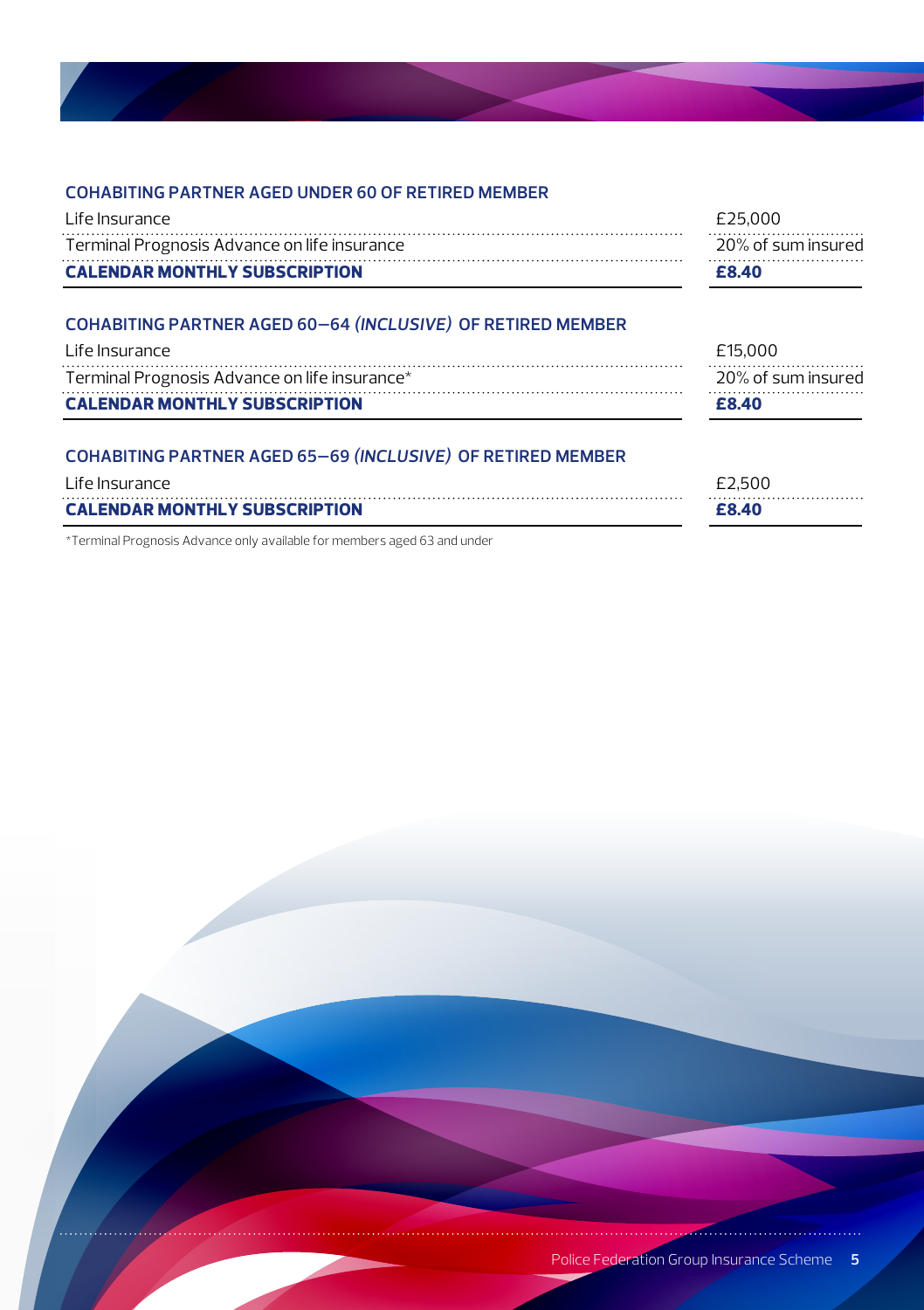### COHABITING PARTNER AGED UNDER 60 OF RETIRED MEMBER

| | |
|---|---|
| Life Insurance | £25,000 |
| Terminal Prognosis Advance on life insurance | 20% of sum insured |
| **CALENDAR MONTHLY SUBSCRIPTION** | **£8.40** |

### COHABITING PARTNER AGED 60–64 *(INCLUSIVE)* OF RETIRED MEMBER

| | |
|---|---|
| Life Insurance | £15,000 |
| Terminal Prognosis Advance on life insurance* | 20% of sum insured |
| **CALENDAR MONTHLY SUBSCRIPTION** | **£8.40** |

### COHABITING PARTNER AGED 65–69 *(INCLUSIVE)* OF RETIRED MEMBER

| | |
|---|---|
| Life Insurance | £2,500 |
| **CALENDAR MONTHLY SUBSCRIPTION** | **£8.40** |

*Terminal Prognosis Advance only available for members aged 63 and under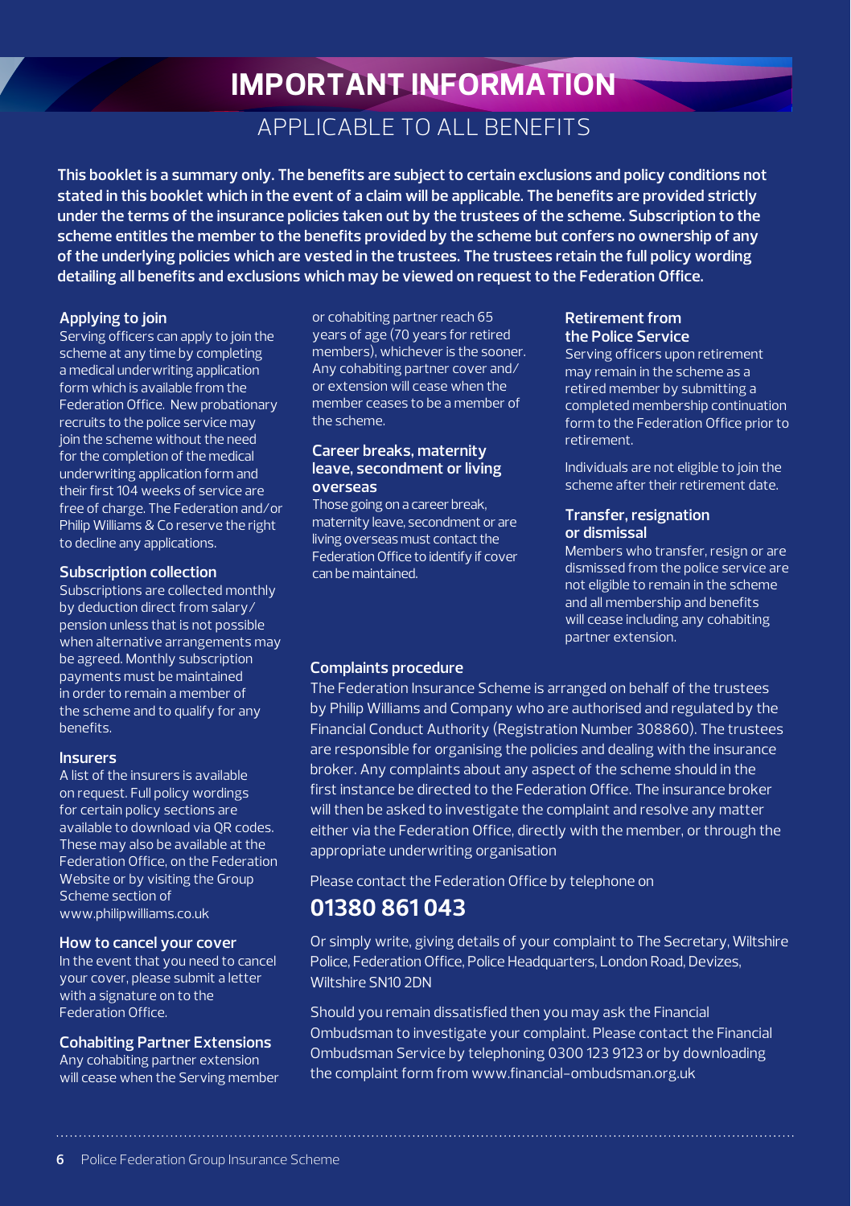# IMPORTANT INFORMATION

## APPLICABLE TO ALL BENEFITS

**This booklet is a summary only. The benefits are subject to certain exclusions and policy conditions not stated in this booklet which in the event of a claim will be applicable. The benefits are provided strictly under the terms of the insurance policies taken out by the trustees of the scheme. Subscription to the scheme entitles the member to the benefits provided by the scheme but confers no ownership of any of the underlying policies which are vested in the trustees. The trustees retain the full policy wording detailing all benefits and exclusions which may be viewed on request to the Federation Office.**

### Applying to join

Serving officers can apply to join the scheme at any time by completing a medical underwriting application form which is available from the Federation Office. New probationary recruits to the police service may join the scheme without the need for the completion of the medical underwriting application form and their first 104 weeks of service are free of charge. The Federation and/or Philip Williams & Co reserve the right to decline any applications.

### Subscription collection

Subscriptions are collected monthly by deduction direct from salary/pension unless that is not possible when alternative arrangements may be agreed. Monthly subscription payments must be maintained in order to remain a member of the scheme and to qualify for any benefits.

### Insurers

A list of the insurers is available on request. Full policy wordings for certain policy sections are available to download via QR codes. These may also be available at the Federation Office, on the Federation Website or by visiting the Group Scheme section of www.philipwilliams.co.uk

### How to cancel your cover

In the event that you need to cancel your cover, please submit a letter with a signature on to the Federation Office.

### Cohabiting Partner Extensions

Any cohabiting partner extension will cease when the Serving member or cohabiting partner reach 65 years of age (70 years for retired members), whichever is the sooner. Any cohabiting partner cover and/or extension will cease when the member ceases to be a member of the scheme.

### Career breaks, maternity leave, secondment or living overseas

Those going on a career break, maternity leave, secondment or are living overseas must contact the Federation Office to identify if cover can be maintained.

### Retirement from the Police Service

Serving officers upon retirement may remain in the scheme as a retired member by submitting a completed membership continuation form to the Federation Office prior to retirement.

Individuals are not eligible to join the scheme after their retirement date.

### Transfer, resignation or dismissal

Members who transfer, resign or are dismissed from the police service are not eligible to remain in the scheme and all membership and benefits will cease including any cohabiting partner extension.

### Complaints procedure

The Federation Insurance Scheme is arranged on behalf of the trustees by Philip Williams and Company who are authorised and regulated by the Financial Conduct Authority (Registration Number 308860). The trustees are responsible for organising the policies and dealing with the insurance broker. Any complaints about any aspect of the scheme should in the first instance be directed to the Federation Office. The insurance broker will then be asked to investigate the complaint and resolve any matter either via the Federation Office, directly with the member, or through the appropriate underwriting organisation

Please contact the Federation Office by telephone on

**01380 861 043**

Or simply write, giving details of your complaint to The Secretary, Wiltshire Police, Federation Office, Police Headquarters, London Road, Devizes, Wiltshire SN10 2DN

Should you remain dissatisfied then you may ask the Financial Ombudsman to investigate your complaint. Please contact the Financial Ombudsman Service by telephoning 0300 123 9123 or by downloading the complaint form from www.financial-ombudsman.org.uk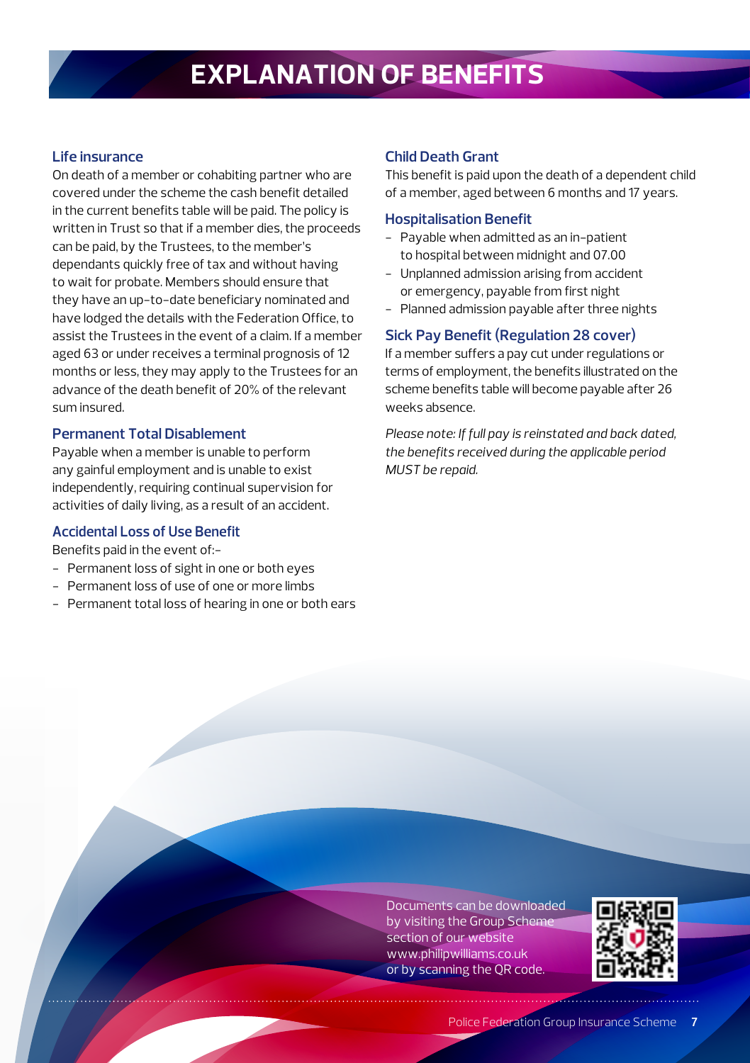# EXPLANATION OF BENEFITS

### Life insurance

On death of a member or cohabiting partner who are covered under the scheme the cash benefit detailed in the current benefits table will be paid. The policy is written in Trust so that if a member dies, the proceeds can be paid, by the Trustees, to the member's dependants quickly free of tax and without having to wait for probate. Members should ensure that they have an up-to-date beneficiary nominated and have lodged the details with the Federation Office, to assist the Trustees in the event of a claim. If a member aged 63 or under receives a terminal prognosis of 12 months or less, they may apply to the Trustees for an advance of the death benefit of 20% of the relevant sum insured.

### Permanent Total Disablement

Payable when a member is unable to perform any gainful employment and is unable to exist independently, requiring continual supervision for activities of daily living, as a result of an accident.

### Accidental Loss of Use Benefit

Benefits paid in the event of:-

- Permanent loss of sight in one or both eyes
- Permanent loss of use of one or more limbs
- Permanent total loss of hearing in one or both ears

### Child Death Grant

This benefit is paid upon the death of a dependent child of a member, aged between 6 months and 17 years.

### Hospitalisation Benefit

- Payable when admitted as an in-patient to hospital between midnight and 07.00
- Unplanned admission arising from accident or emergency, payable from first night
- Planned admission payable after three nights

### Sick Pay Benefit (Regulation 28 cover)

If a member suffers a pay cut under regulations or terms of employment, the benefits illustrated on the scheme benefits table will become payable after 26 weeks absence.

*Please note: If full pay is reinstated and back dated, the benefits received during the applicable period MUST be repaid.*

Documents can be downloaded by visiting the Group Scheme section of our website www.philipwilliams.co.uk or by scanning the QR code.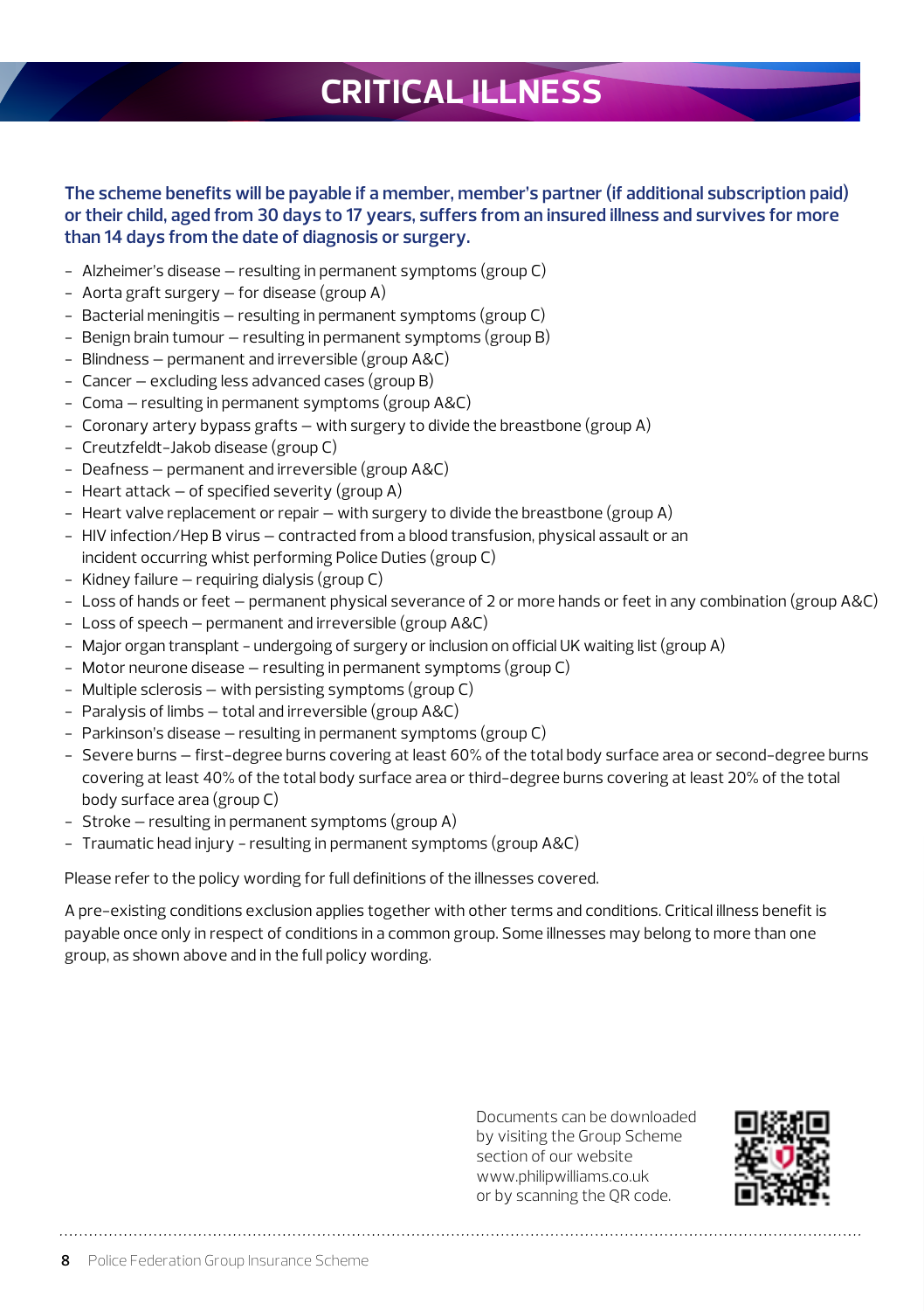# CRITICAL ILLNESS

**The scheme benefits will be payable if a member, member's partner (if additional subscription paid) or their child, aged from 30 days to 17 years, suffers from an insured illness and survives for more than 14 days from the date of diagnosis or surgery.**

- Alzheimer's disease – resulting in permanent symptoms (group C)
- Aorta graft surgery – for disease (group A)
- Bacterial meningitis – resulting in permanent symptoms (group C)
- Benign brain tumour – resulting in permanent symptoms (group B)
- Blindness – permanent and irreversible (group A&C)
- Cancer – excluding less advanced cases (group B)
- Coma – resulting in permanent symptoms (group A&C)
- Coronary artery bypass grafts – with surgery to divide the breastbone (group A)
- Creutzfeldt-Jakob disease (group C)
- Deafness – permanent and irreversible (group A&C)
- Heart attack – of specified severity (group A)
- Heart valve replacement or repair – with surgery to divide the breastbone (group A)
- HIV infection/Hep B virus – contracted from a blood transfusion, physical assault or an incident occurring whist performing Police Duties (group C)
- Kidney failure – requiring dialysis (group C)
- Loss of hands or feet – permanent physical severance of 2 or more hands or feet in any combination (group A&C)
- Loss of speech – permanent and irreversible (group A&C)
- Major organ transplant - undergoing of surgery or inclusion on official UK waiting list (group A)
- Motor neurone disease – resulting in permanent symptoms (group C)
- Multiple sclerosis – with persisting symptoms (group C)
- Paralysis of limbs – total and irreversible (group A&C)
- Parkinson's disease – resulting in permanent symptoms (group C)
- Severe burns – first-degree burns covering at least 60% of the total body surface area or second-degree burns covering at least 40% of the total body surface area or third-degree burns covering at least 20% of the total body surface area (group C)
- Stroke – resulting in permanent symptoms (group A)
- Traumatic head injury - resulting in permanent symptoms (group A&C)

Please refer to the policy wording for full definitions of the illnesses covered.

A pre-existing conditions exclusion applies together with other terms and conditions. Critical illness benefit is payable once only in respect of conditions in a common group. Some illnesses may belong to more than one group, as shown above and in the full policy wording.

Documents can be downloaded by visiting the Group Scheme section of our website www.philipwilliams.co.uk or by scanning the QR code.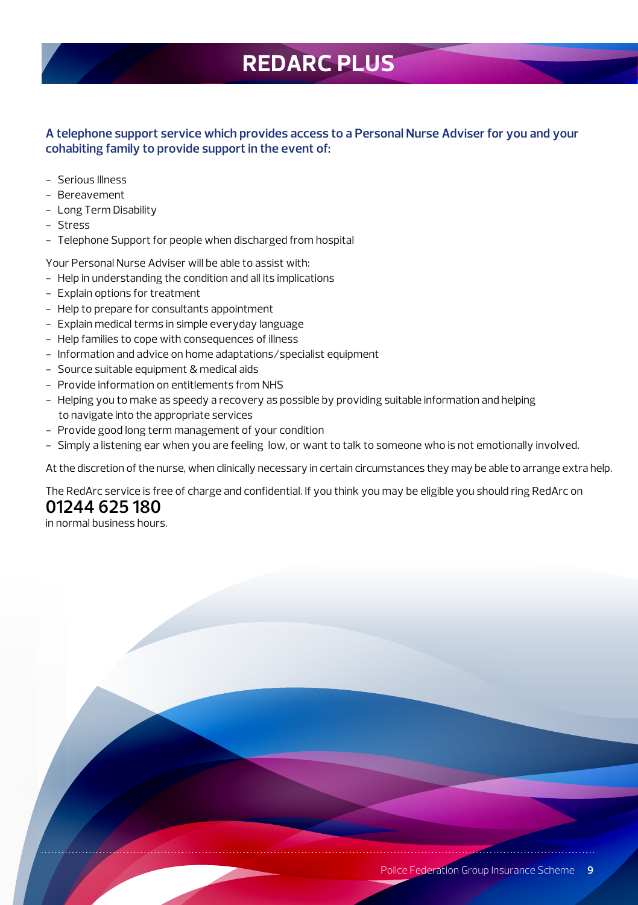# REDARC PLUS

**A telephone support service which provides access to a Personal Nurse Adviser for you and your cohabiting family to provide support in the event of:**

- Serious Illness
- Bereavement
- Long Term Disability
- Stress
- Telephone Support for people when discharged from hospital

Your Personal Nurse Adviser will be able to assist with:

- Help in understanding the condition and all its implications
- Explain options for treatment
- Help to prepare for consultants appointment
- Explain medical terms in simple everyday language
- Help families to cope with consequences of illness
- Information and advice on home adaptations/specialist equipment
- Source suitable equipment & medical aids
- Provide information on entitlements from NHS
- Helping you to make as speedy a recovery as possible by providing suitable information and helping to navigate into the appropriate services
- Provide good long term management of your condition
- Simply a listening ear when you are feeling low, or want to talk to someone who is not emotionally involved.

At the discretion of the nurse, when clinically necessary in certain circumstances they may be able to arrange extra help.

The RedArc service is free of charge and confidential. If you think you may be eligible you should ring RedArc on

**01244 625 180**

in normal business hours.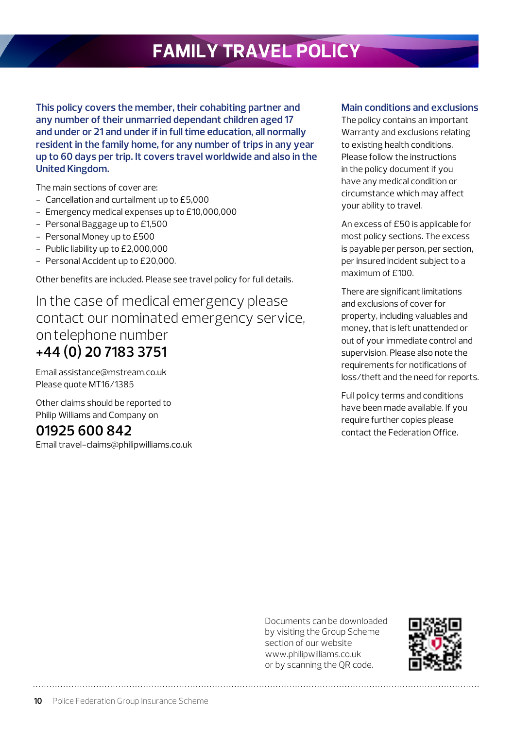# FAMILY TRAVEL POLICY

**This policy covers the member, their cohabiting partner and any number of their unmarried dependant children aged 17 and under or 21 and under if in full time education, all normally resident in the family home, for any number of trips in any year up to 60 days per trip. It covers travel worldwide and also in the United Kingdom.**

The main sections of cover are:

- Cancellation and curtailment up to £5,000
- Emergency medical expenses up to £10,000,000
- Personal Baggage up to £1,500
- Personal Money up to £500
- Public liability up to £2,000,000
- Personal Accident up to £20,000.

Other benefits are included. Please see travel policy for full details.

In the case of medical emergency please contact our nominated emergency service, on telephone number

**+44 (0) 20 7183 3751**

Email assistance@mstream.co.uk
Please quote MT16/1385

Other claims should be reported to Philip Williams and Company on

**01925 600 842**

Email travel-claims@philipwilliams.co.uk

### Main conditions and exclusions

The policy contains an important Warranty and exclusions relating to existing health conditions. Please follow the instructions in the policy document if you have any medical condition or circumstance which may affect your ability to travel.

An excess of £50 is applicable for most policy sections. The excess is payable per person, per section, per insured incident subject to a maximum of £100.

There are significant limitations and exclusions of cover for property, including valuables and money, that is left unattended or out of your immediate control and supervision. Please also note the requirements for notifications of loss/theft and the need for reports.

Full policy terms and conditions have been made available. If you require further copies please contact the Federation Office.

Documents can be downloaded by visiting the Group Scheme section of our website www.philipwilliams.co.uk or by scanning the QR code.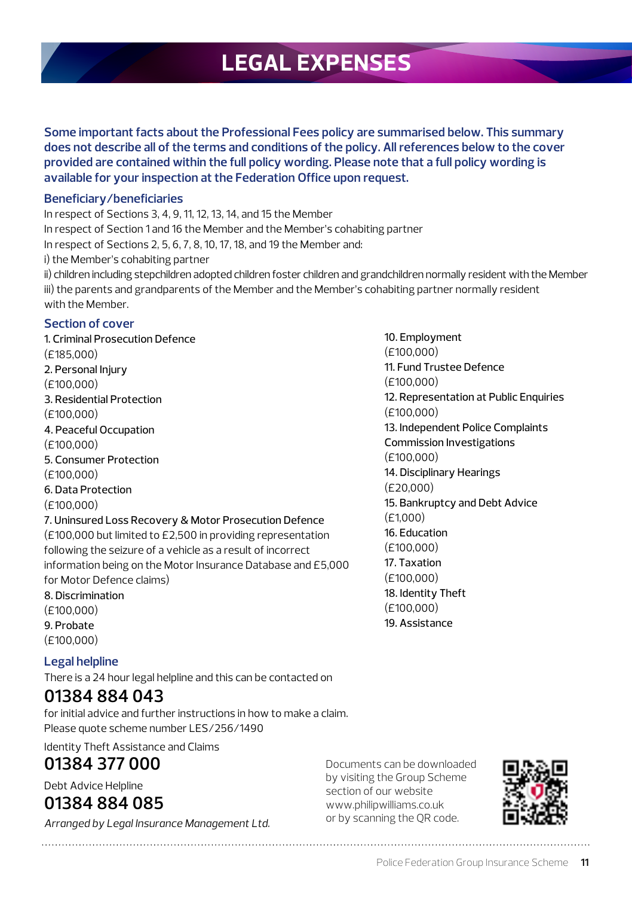# LEGAL EXPENSES

**Some important facts about the Professional Fees policy are summarised below. This summary does not describe all of the terms and conditions of the policy. All references below to the cover provided are contained within the full policy wording. Please note that a full policy wording is available for your inspection at the Federation Office upon request.**

## Beneficiary/beneficiaries

In respect of Sections 3, 4, 9, 11, 12, 13, 14, and 15 the Member
In respect of Section 1 and 16 the Member and the Member's cohabiting partner
In respect of Sections 2, 5, 6, 7, 8, 10, 17, 18, and 19 the Member and:

i) the Member's cohabiting partner
ii) children including stepchildren adopted children foster children and grandchildren normally resident with the Member
iii) the parents and grandparents of the Member and the Member's cohabiting partner normally resident with the Member.

## Section of cover

1. Criminal Prosecution Defence (£185,000)
2. Personal Injury (£100,000)
3. Residential Protection (£100,000)
4. Peaceful Occupation (£100,000)
5. Consumer Protection (£100,000)
6. Data Protection (£100,000)
7. Uninsured Loss Recovery & Motor Prosecution Defence (£100,000 but limited to £2,500 in providing representation following the seizure of a vehicle as a result of incorrect information being on the Motor Insurance Database and £5,000 for Motor Defence claims)
8. Discrimination (£100,000)
9. Probate (£100,000)
10. Employment (£100,000)
11. Fund Trustee Defence (£100,000)
12. Representation at Public Enquiries (£100,000)
13. Independent Police Complaints Commission Investigations (£100,000)
14. Disciplinary Hearings (£20,000)
15. Bankruptcy and Debt Advice (£1,000)
16. Education (£100,000)
17. Taxation (£100,000)
18. Identity Theft (£100,000)
19. Assistance

## Legal helpline

There is a 24 hour legal helpline and this can be contacted on

**01384 884 043**

for initial advice and further instructions in how to make a claim.
Please quote scheme number LES/256/1490

Identity Theft Assistance and Claims

**01384 377 000**

Debt Advice Helpline

**01384 884 085**

*Arranged by Legal Insurance Management Ltd.*

Documents can be downloaded by visiting the Group Scheme section of our website www.philipwilliams.co.uk or by scanning the QR code.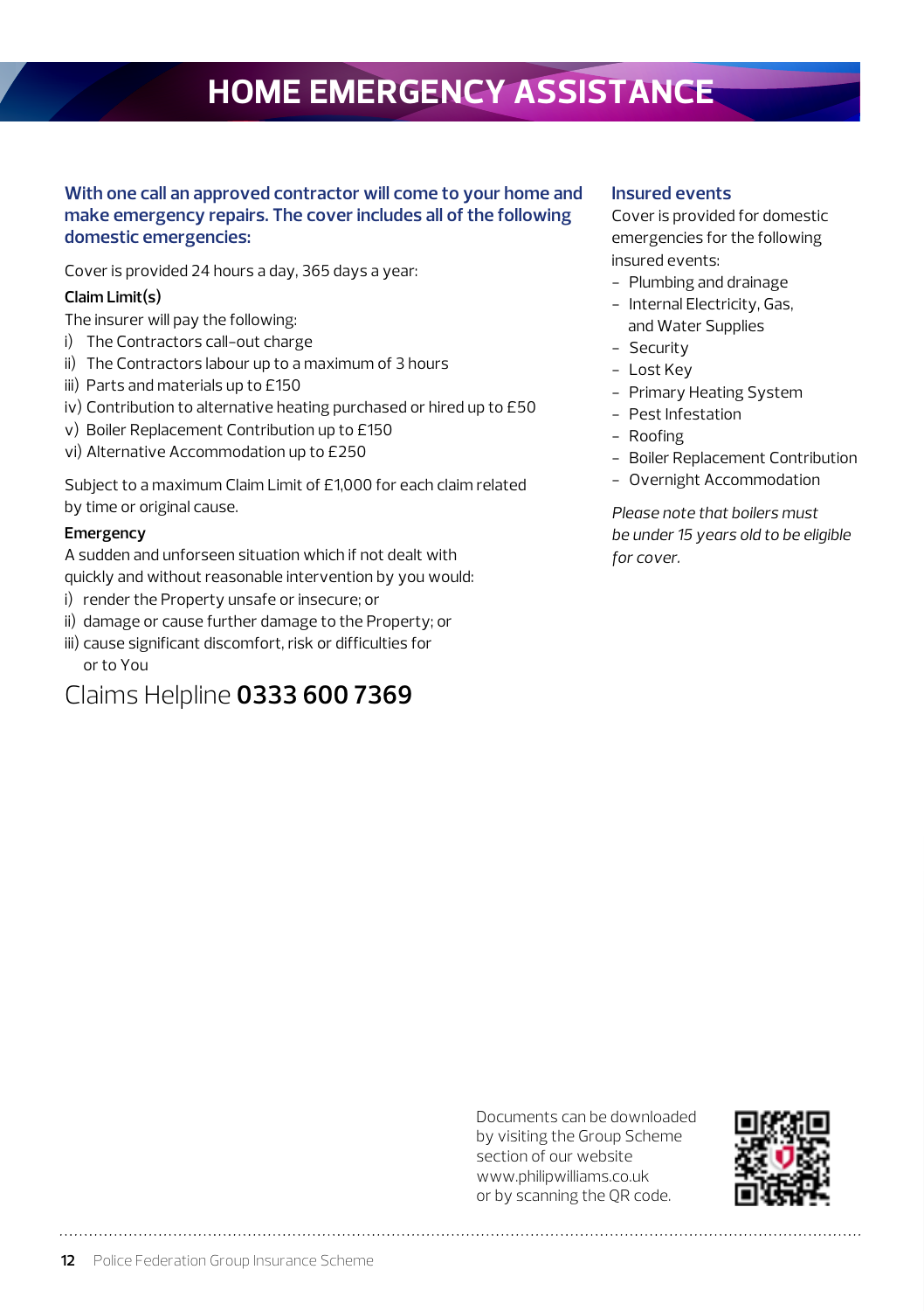# HOME EMERGENCY ASSISTANCE

**With one call an approved contractor will come to your home and make emergency repairs. The cover includes all of the following domestic emergencies:**

Cover is provided 24 hours a day, 365 days a year:

**Claim Limit(s)**

The insurer will pay the following:

i) The Contractors call-out charge
ii) The Contractors labour up to a maximum of 3 hours
iii) Parts and materials up to £150
iv) Contribution to alternative heating purchased or hired up to £50
v) Boiler Replacement Contribution up to £150
vi) Alternative Accommodation up to £250

Subject to a maximum Claim Limit of £1,000 for each claim related by time or original cause.

**Emergency**

A sudden and unforseen situation which if not dealt with quickly and without reasonable intervention by you would:

i) render the Property unsafe or insecure; or
ii) damage or cause further damage to the Property; or
iii) cause significant discomfort, risk or difficulties for or to You

Claims Helpline **0333 600 7369**

## Insured events

Cover is provided for domestic emergencies for the following insured events:

- Plumbing and drainage
- Internal Electricity, Gas, and Water Supplies
- Security
- Lost Key
- Primary Heating System
- Pest Infestation
- Roofing
- Boiler Replacement Contribution
- Overnight Accommodation

*Please note that boilers must be under 15 years old to be eligible for cover.*

Documents can be downloaded by visiting the Group Scheme section of our website www.philipwilliams.co.uk or by scanning the QR code.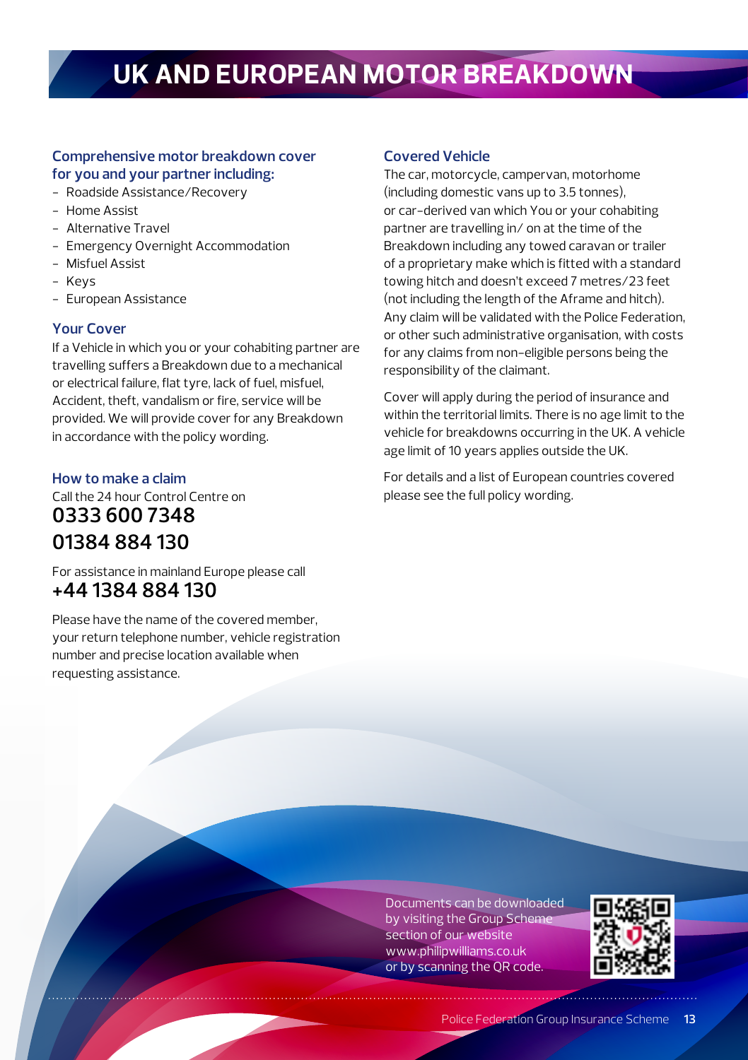# UK AND EUROPEAN MOTOR BREAKDOWN

### Comprehensive motor breakdown cover for you and your partner including:

- Roadside Assistance/Recovery
- Home Assist
- Alternative Travel
- Emergency Overnight Accommodation
- Misfuel Assist
- Keys
- European Assistance

### Your Cover

If a Vehicle in which you or your cohabiting partner are travelling suffers a Breakdown due to a mechanical or electrical failure, flat tyre, lack of fuel, misfuel, Accident, theft, vandalism or fire, service will be provided. We will provide cover for any Breakdown in accordance with the policy wording.

### How to make a claim

Call the 24 hour Control Centre on

**0333 600 7348**

**01384 884 130**

For assistance in mainland Europe please call

**+44 1384 884 130**

Please have the name of the covered member, your return telephone number, vehicle registration number and precise location available when requesting assistance.

### Covered Vehicle

The car, motorcycle, campervan, motorhome (including domestic vans up to 3.5 tonnes), or car-derived van which You or your cohabiting partner are travelling in/ on at the time of the Breakdown including any towed caravan or trailer of a proprietary make which is fitted with a standard towing hitch and doesn't exceed 7 metres/23 feet (not including the length of the Aframe and hitch). Any claim will be validated with the Police Federation, or other such administrative organisation, with costs for any claims from non-eligible persons being the responsibility of the claimant.

Cover will apply during the period of insurance and within the territorial limits. There is no age limit to the vehicle for breakdowns occurring in the UK. A vehicle age limit of 10 years applies outside the UK.

For details and a list of European countries covered please see the full policy wording.

Documents can be downloaded by visiting the Group Scheme section of our website www.philipwilliams.co.uk or by scanning the QR code.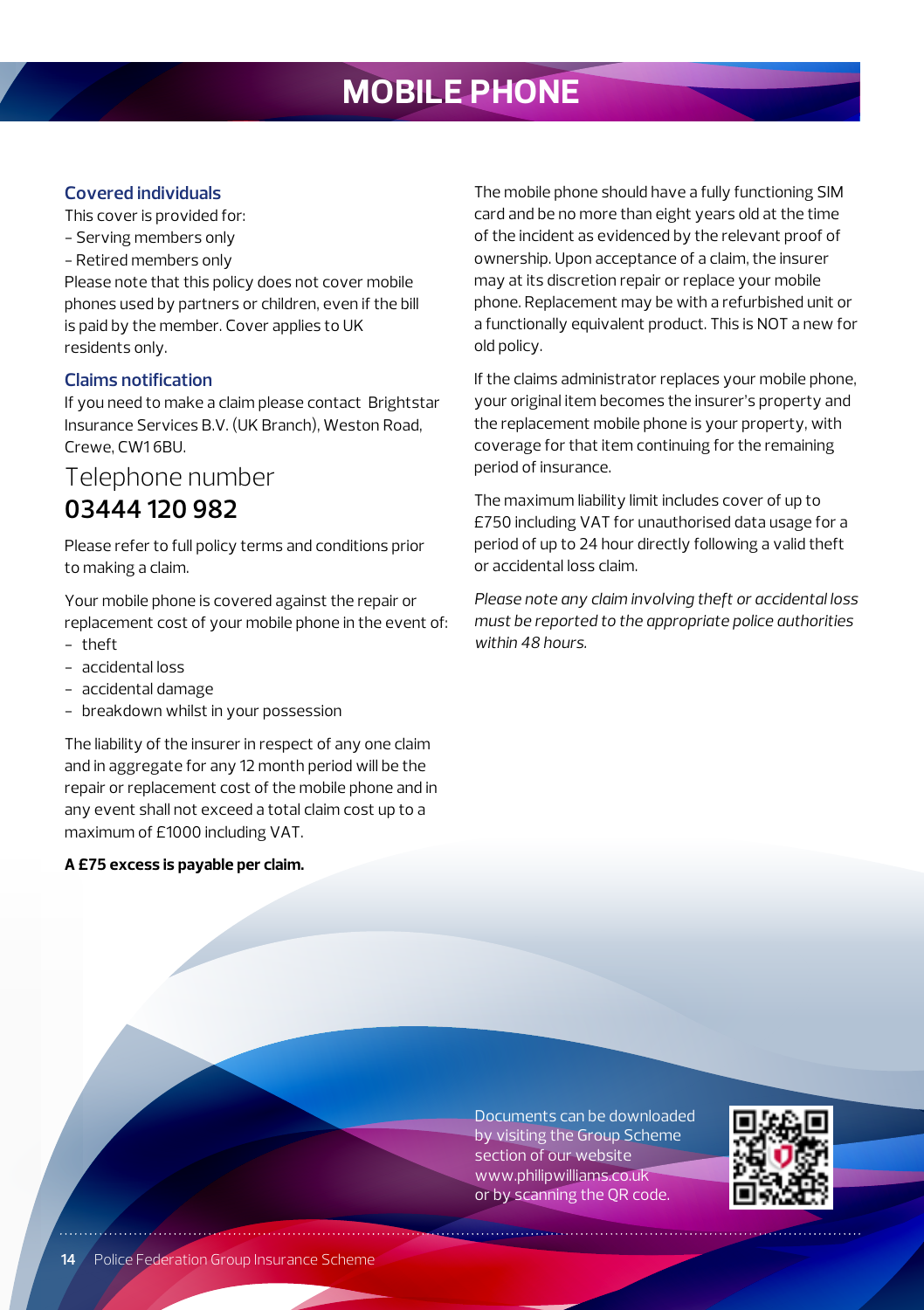# MOBILE PHONE

### Covered individuals

This cover is provided for:

- Serving members only
- Retired members only

Please note that this policy does not cover mobile phones used by partners or children, even if the bill is paid by the member. Cover applies to UK residents only.

### Claims notification

If you need to make a claim please contact Brightstar Insurance Services B.V. (UK Branch), Weston Road, Crewe, CW1 6BU.

## Telephone number
## **03444 120 982**

Please refer to full policy terms and conditions prior to making a claim.

Your mobile phone is covered against the repair or replacement cost of your mobile phone in the event of:

- theft
- accidental loss
- accidental damage
- breakdown whilst in your possession

The liability of the insurer in respect of any one claim and in aggregate for any 12 month period will be the repair or replacement cost of the mobile phone and in any event shall not exceed a total claim cost up to a maximum of £1000 including VAT.

**A £75 excess is payable per claim.**

The mobile phone should have a fully functioning SIM card and be no more than eight years old at the time of the incident as evidenced by the relevant proof of ownership. Upon acceptance of a claim, the insurer may at its discretion repair or replace your mobile phone. Replacement may be with a refurbished unit or a functionally equivalent product. This is NOT a new for old policy.

If the claims administrator replaces your mobile phone, your original item becomes the insurer's property and the replacement mobile phone is your property, with coverage for that item continuing for the remaining period of insurance.

The maximum liability limit includes cover of up to £750 including VAT for unauthorised data usage for a period of up to 24 hour directly following a valid theft or accidental loss claim.

*Please note any claim involving theft or accidental loss must be reported to the appropriate police authorities within 48 hours.*

Documents can be downloaded by visiting the Group Scheme section of our website www.philipwilliams.co.uk or by scanning the QR code.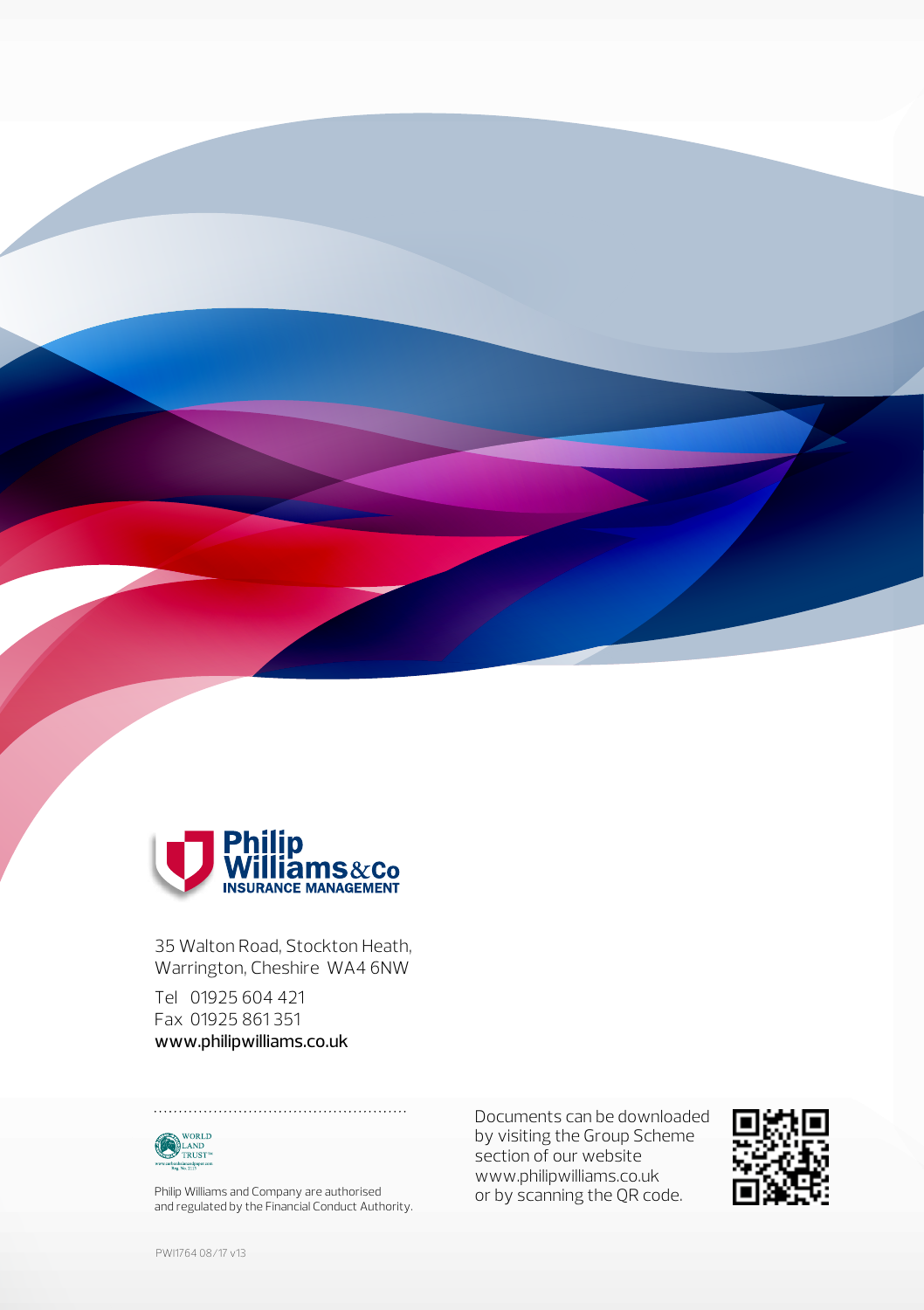Philip Williams & Co
INSURANCE MANAGEMENT

35 Walton Road, Stockton Heath,
Warrington, Cheshire WA4 6NW

Tel 01925 604 421
Fax 01925 861 351
www.philipwilliams.co.uk

Philip Williams and Company are authorised and regulated by the Financial Conduct Authority.

Documents can be downloaded by visiting the Group Scheme section of our website www.philipwilliams.co.uk or by scanning the QR code.

PWI1764 08/17 v13